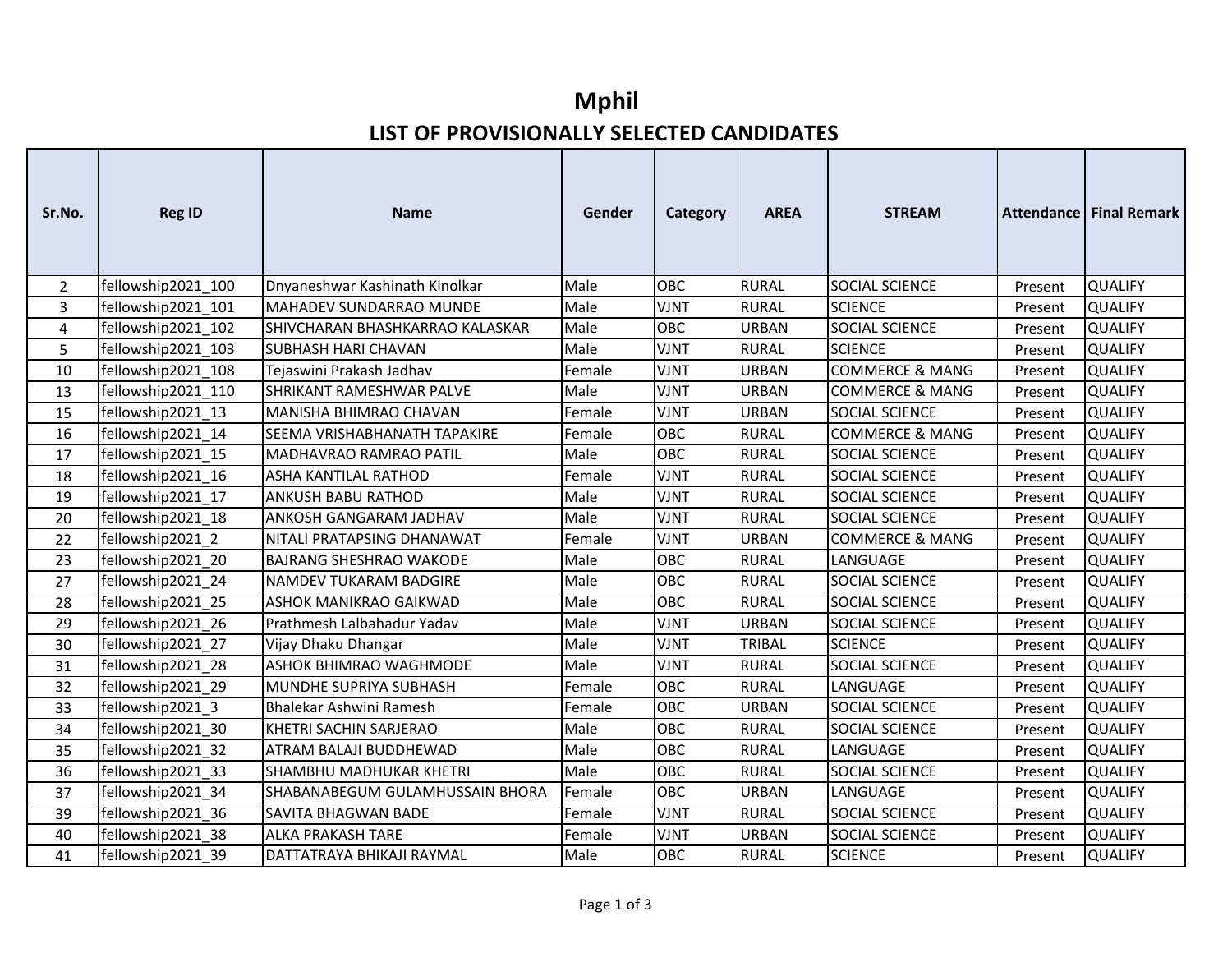# Mphil

## LIST OF PROVISIONALLY SELECTED CANDIDATES

| Sr.No. | Reg ID | Name | Gender | Category | AREA | STREAM | Attendance | Final Remark |
|---|---|---|---|---|---|---|---|---|
| 2 | fellowship2021_100 | Dnyaneshwar Kashinath Kinolkar | Male | OBC | RURAL | SOCIAL SCIENCE | Present | QUALIFY |
| 3 | fellowship2021_101 | MAHADEV SUNDARRAO MUNDE | Male | VJNT | RURAL | SCIENCE | Present | QUALIFY |
| 4 | fellowship2021_102 | SHIVCHARAN BHASHKARRAO KALASKAR | Male | OBC | URBAN | SOCIAL SCIENCE | Present | QUALIFY |
| 5 | fellowship2021_103 | SUBHASH HARI CHAVAN | Male | VJNT | RURAL | SCIENCE | Present | QUALIFY |
| 10 | fellowship2021_108 | Tejaswini Prakash Jadhav | Female | VJNT | URBAN | COMMERCE & MANG | Present | QUALIFY |
| 13 | fellowship2021_110 | SHRIKANT RAMESHWAR PALVE | Male | VJNT | URBAN | COMMERCE & MANG | Present | QUALIFY |
| 15 | fellowship2021_13 | MANISHA BHIMRAO CHAVAN | Female | VJNT | URBAN | SOCIAL SCIENCE | Present | QUALIFY |
| 16 | fellowship2021_14 | SEEMA VRISHABHANATH TAPAKIRE | Female | OBC | RURAL | COMMERCE & MANG | Present | QUALIFY |
| 17 | fellowship2021_15 | MADHAVRAO RAMRAO PATIL | Male | OBC | RURAL | SOCIAL SCIENCE | Present | QUALIFY |
| 18 | fellowship2021_16 | ASHA KANTILAL RATHOD | Female | VJNT | RURAL | SOCIAL SCIENCE | Present | QUALIFY |
| 19 | fellowship2021_17 | ANKUSH BABU RATHOD | Male | VJNT | RURAL | SOCIAL SCIENCE | Present | QUALIFY |
| 20 | fellowship2021_18 | ANKOSH GANGARAM JADHAV | Male | VJNT | RURAL | SOCIAL SCIENCE | Present | QUALIFY |
| 22 | fellowship2021_2 | NITALI PRATAPSING DHANAWAT | Female | VJNT | URBAN | COMMERCE & MANG | Present | QUALIFY |
| 23 | fellowship2021_20 | BAJRANG SHESHRAO WAKODE | Male | OBC | RURAL | LANGUAGE | Present | QUALIFY |
| 27 | fellowship2021_24 | NAMDEV TUKARAM BADGIRE | Male | OBC | RURAL | SOCIAL SCIENCE | Present | QUALIFY |
| 28 | fellowship2021_25 | ASHOK MANIKRAO GAIKWAD | Male | OBC | RURAL | SOCIAL SCIENCE | Present | QUALIFY |
| 29 | fellowship2021_26 | Prathmesh Lalbahadur Yadav | Male | VJNT | URBAN | SOCIAL SCIENCE | Present | QUALIFY |
| 30 | fellowship2021_27 | Vijay Dhaku Dhangar | Male | VJNT | TRIBAL | SCIENCE | Present | QUALIFY |
| 31 | fellowship2021_28 | ASHOK BHIMRAO WAGHMODE | Male | VJNT | RURAL | SOCIAL SCIENCE | Present | QUALIFY |
| 32 | fellowship2021_29 | MUNDHE SUPRIYA SUBHASH | Female | OBC | RURAL | LANGUAGE | Present | QUALIFY |
| 33 | fellowship2021_3 | Bhalekar Ashwini Ramesh | Female | OBC | URBAN | SOCIAL SCIENCE | Present | QUALIFY |
| 34 | fellowship2021_30 | KHETRI SACHIN SARJERAO | Male | OBC | RURAL | SOCIAL SCIENCE | Present | QUALIFY |
| 35 | fellowship2021_32 | ATRAM BALAJI BUDDHEWAD | Male | OBC | RURAL | LANGUAGE | Present | QUALIFY |
| 36 | fellowship2021_33 | SHAMBHU MADHUKAR KHETRI | Male | OBC | RURAL | SOCIAL SCIENCE | Present | QUALIFY |
| 37 | fellowship2021_34 | SHABANABEGUM GULAMHUSSAIN BHORA | Female | OBC | URBAN | LANGUAGE | Present | QUALIFY |
| 39 | fellowship2021_36 | SAVITA BHAGWAN BADE | Female | VJNT | RURAL | SOCIAL SCIENCE | Present | QUALIFY |
| 40 | fellowship2021_38 | ALKA PRAKASH TARE | Female | VJNT | URBAN | SOCIAL SCIENCE | Present | QUALIFY |
| 41 | fellowship2021_39 | DATTATRAYA BHIKAJI RAYMAL | Male | OBC | RURAL | SCIENCE | Present | QUALIFY |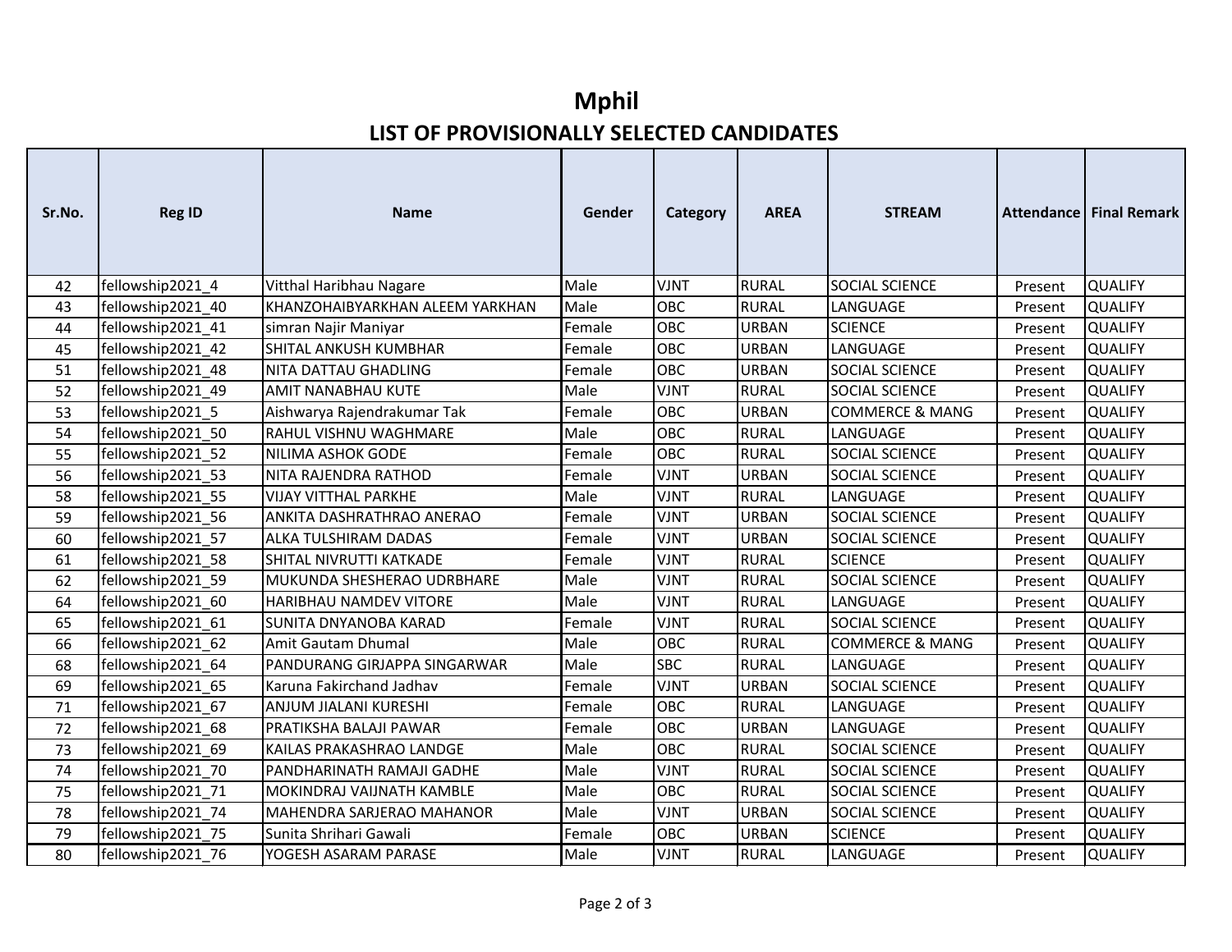# Mphil

## LIST OF PROVISIONALLY SELECTED CANDIDATES

| Sr.No. | Reg ID | Name | Gender | Category | AREA | STREAM | Attendance | Final Remark |
|---|---|---|---|---|---|---|---|---|
| 42 | fellowship2021_4 | Vitthal Haribhau Nagare | Male | VJNT | RURAL | SOCIAL SCIENCE | Present | QUALIFY |
| 43 | fellowship2021_40 | KHANZOHAIBYARKHAN ALEEM YARKHAN | Male | OBC | RURAL | LANGUAGE | Present | QUALIFY |
| 44 | fellowship2021_41 | simran Najir Maniyar | Female | OBC | URBAN | SCIENCE | Present | QUALIFY |
| 45 | fellowship2021_42 | SHITAL ANKUSH KUMBHAR | Female | OBC | URBAN | LANGUAGE | Present | QUALIFY |
| 51 | fellowship2021_48 | NITA DATTAU GHADLING | Female | OBC | URBAN | SOCIAL SCIENCE | Present | QUALIFY |
| 52 | fellowship2021_49 | AMIT NANABHAU KUTE | Male | VJNT | RURAL | SOCIAL SCIENCE | Present | QUALIFY |
| 53 | fellowship2021_5 | Aishwarya Rajendrakumar Tak | Female | OBC | URBAN | COMMERCE & MANG | Present | QUALIFY |
| 54 | fellowship2021_50 | RAHUL VISHNU WAGHMARE | Male | OBC | RURAL | LANGUAGE | Present | QUALIFY |
| 55 | fellowship2021_52 | NILIMA ASHOK GODE | Female | OBC | RURAL | SOCIAL SCIENCE | Present | QUALIFY |
| 56 | fellowship2021_53 | NITA RAJENDRA RATHOD | Female | VJNT | URBAN | SOCIAL SCIENCE | Present | QUALIFY |
| 58 | fellowship2021_55 | VIJAY VITTHAL PARKHE | Male | VJNT | RURAL | LANGUAGE | Present | QUALIFY |
| 59 | fellowship2021_56 | ANKITA DASHRATHRAO ANERAO | Female | VJNT | URBAN | SOCIAL SCIENCE | Present | QUALIFY |
| 60 | fellowship2021_57 | ALKA TULSHIRAM DADAS | Female | VJNT | URBAN | SOCIAL SCIENCE | Present | QUALIFY |
| 61 | fellowship2021_58 | SHITAL NIVRUTTI KATKADE | Female | VJNT | RURAL | SCIENCE | Present | QUALIFY |
| 62 | fellowship2021_59 | MUKUNDA SHESHERAO UDRBHARE | Male | VJNT | RURAL | SOCIAL SCIENCE | Present | QUALIFY |
| 64 | fellowship2021_60 | HARIBHAU NAMDEV VITORE | Male | VJNT | RURAL | LANGUAGE | Present | QUALIFY |
| 65 | fellowship2021_61 | SUNITA DNYANOBA KARAD | Female | VJNT | RURAL | SOCIAL SCIENCE | Present | QUALIFY |
| 66 | fellowship2021_62 | Amit Gautam Dhumal | Male | OBC | RURAL | COMMERCE & MANG | Present | QUALIFY |
| 68 | fellowship2021_64 | PANDURANG GIRJAPPA SINGARWAR | Male | SBC | RURAL | LANGUAGE | Present | QUALIFY |
| 69 | fellowship2021_65 | Karuna Fakirchand Jadhav | Female | VJNT | URBAN | SOCIAL SCIENCE | Present | QUALIFY |
| 71 | fellowship2021_67 | ANJUM JIALANI KURESHI | Female | OBC | RURAL | LANGUAGE | Present | QUALIFY |
| 72 | fellowship2021_68 | PRATIKSHA BALAJI PAWAR | Female | OBC | URBAN | LANGUAGE | Present | QUALIFY |
| 73 | fellowship2021_69 | KAILAS PRAKASHRAO LANDGE | Male | OBC | RURAL | SOCIAL SCIENCE | Present | QUALIFY |
| 74 | fellowship2021_70 | PANDHARINATH RAMAJI GADHE | Male | VJNT | RURAL | SOCIAL SCIENCE | Present | QUALIFY |
| 75 | fellowship2021_71 | MOKINDRAJ VAIJNATH KAMBLE | Male | OBC | RURAL | SOCIAL SCIENCE | Present | QUALIFY |
| 78 | fellowship2021_74 | MAHENDRA SARJERAO MAHANOR | Male | VJNT | URBAN | SOCIAL SCIENCE | Present | QUALIFY |
| 79 | fellowship2021_75 | Sunita Shrihari Gawali | Female | OBC | URBAN | SCIENCE | Present | QUALIFY |
| 80 | fellowship2021_76 | YOGESH ASARAM PARASE | Male | VJNT | RURAL | LANGUAGE | Present | QUALIFY |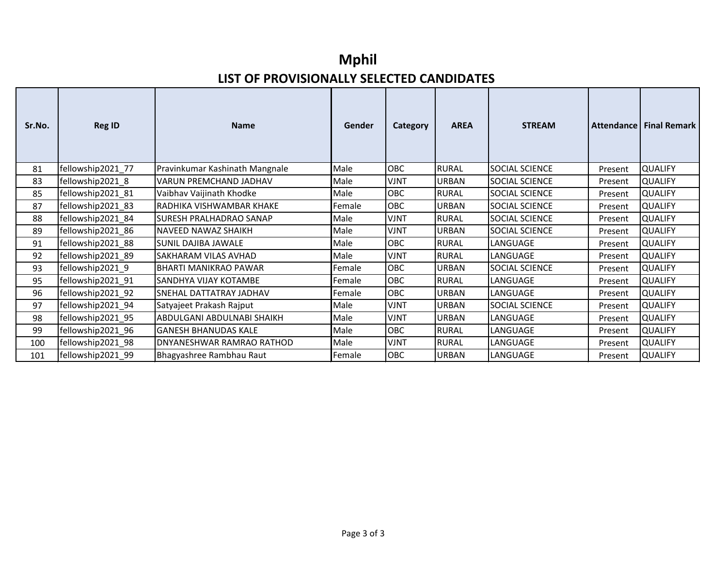# Mphil

## LIST OF PROVISIONALLY SELECTED CANDIDATES

| Sr.No. | Reg ID | Name | Gender | Category | AREA | STREAM | Attendance | Final Remark |
|---|---|---|---|---|---|---|---|---|
| 81 | fellowship2021_77 | Pravinkumar Kashinath Mangnale | Male | OBC | RURAL | SOCIAL SCIENCE | Present | QUALIFY |
| 83 | fellowship2021_8 | VARUN PREMCHAND JADHAV | Male | VJNT | URBAN | SOCIAL SCIENCE | Present | QUALIFY |
| 85 | fellowship2021_81 | Vaibhav Vaijinath Khodke | Male | OBC | RURAL | SOCIAL SCIENCE | Present | QUALIFY |
| 87 | fellowship2021_83 | RADHIKA VISHWAMBAR KHAKE | Female | OBC | URBAN | SOCIAL SCIENCE | Present | QUALIFY |
| 88 | fellowship2021_84 | SURESH PRALHADRAO SANAP | Male | VJNT | RURAL | SOCIAL SCIENCE | Present | QUALIFY |
| 89 | fellowship2021_86 | NAVEED NAWAZ SHAIKH | Male | VJNT | URBAN | SOCIAL SCIENCE | Present | QUALIFY |
| 91 | fellowship2021_88 | SUNIL DAJIBA JAWALE | Male | OBC | RURAL | LANGUAGE | Present | QUALIFY |
| 92 | fellowship2021_89 | SAKHARAM VILAS AVHAD | Male | VJNT | RURAL | LANGUAGE | Present | QUALIFY |
| 93 | fellowship2021_9 | BHARTI MANIKRAO PAWAR | Female | OBC | URBAN | SOCIAL SCIENCE | Present | QUALIFY |
| 95 | fellowship2021_91 | SANDHYA VIJAY KOTAMBE | Female | OBC | RURAL | LANGUAGE | Present | QUALIFY |
| 96 | fellowship2021_92 | SNEHAL DATTATRAY JADHAV | Female | OBC | URBAN | LANGUAGE | Present | QUALIFY |
| 97 | fellowship2021_94 | Satyajeet Prakash Rajput | Male | VJNT | URBAN | SOCIAL SCIENCE | Present | QUALIFY |
| 98 | fellowship2021_95 | ABDULGANI ABDULNABI SHAIKH | Male | VJNT | URBAN | LANGUAGE | Present | QUALIFY |
| 99 | fellowship2021_96 | GANESH BHANUDAS KALE | Male | OBC | RURAL | LANGUAGE | Present | QUALIFY |
| 100 | fellowship2021_98 | DNYANESHWAR RAMRAO RATHOD | Male | VJNT | RURAL | LANGUAGE | Present | QUALIFY |
| 101 | fellowship2021_99 | Bhagyashree Rambhau Raut | Female | OBC | URBAN | LANGUAGE | Present | QUALIFY |